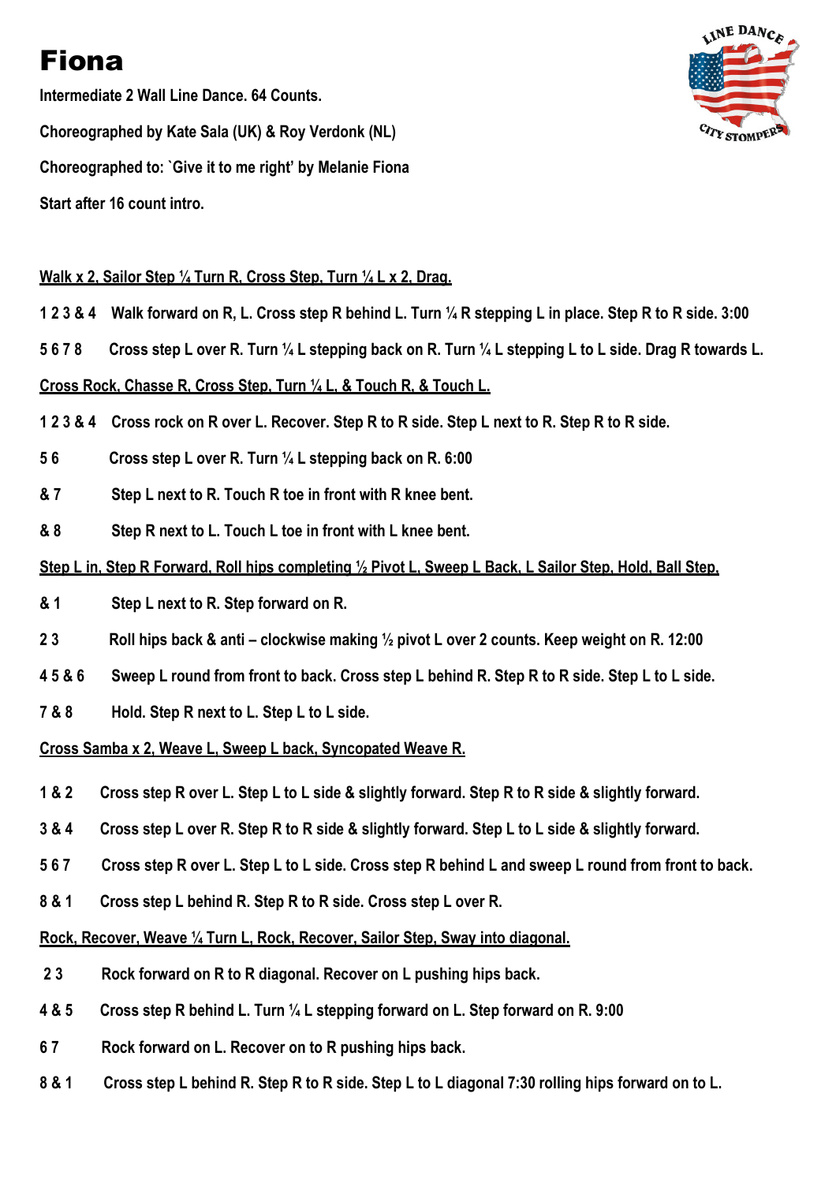# Fiona

**Intermediate 2 Wall Line Dance. 64 Counts.**

**Choreographed by Kate Sala (UK) & Roy Verdonk (NL)**

**Choreographed to: `Give it to me right' by Melanie Fiona**

**Start after 16 count intro.**

**Walk x 2, Sailor Step ¼ Turn R, Cross Step, Turn ¼ L x 2, Drag.**

**1 2 3 & 4** Walk forward on R, L. Cross step R behind L. Turn ¼ R stepping L in place. Step R to R side. 3:00

**5 6 7 8** Cross step L over R. Turn ¼ L stepping back on R. Turn ¼ L stepping L to L side. Drag R towards L.

**Cross Rock, Chasse R, Cross Step, Turn ¼ L, & Touch R, & Touch L.**

**1 2 3 & 4** Cross rock on R over L. Recover. Step R to R side. Step L next to R. Step R to R side.

**5 6** Cross step L over R. Turn ¼ L stepping back on R. 6:00

**& 7** Step L next to R. Touch R toe in front with R knee bent.

**& 8** Step R next to L. Touch L toe in front with L knee bent.

**Step L in, Step R Forward, Roll hips completing ½ Pivot L, Sweep L Back, L Sailor Step, Hold, Ball Step.**

**& 1** Step L next to R. Step forward on R.

**2 3** Roll hips back & anti – clockwise making ½ pivot L over 2 counts. Keep weight on R. 12:00

**4 5 & 6** Sweep L round from front to back. Cross step L behind R. Step R to R side. Step L to L side.

**7 & 8** Hold. Step R next to L. Step L to L side.

**Cross Samba x 2, Weave L, Sweep L back, Syncopated Weave R.**

**1 & 2** Cross step R over L. Step L to L side & slightly forward. Step R to R side & slightly forward.

**3 & 4** Cross step L over R. Step R to R side & slightly forward. Step L to L side & slightly forward.

**5 6 7** Cross step R over L. Step L to L side. Cross step R behind L and sweep L round from front to back.

**8 & 1** Cross step L behind R. Step R to R side. Cross step L over R.

**Rock, Recover, Weave ¼ Turn L, Rock, Recover, Sailor Step, Sway into diagonal.**

**2 3** Rock forward on R to R diagonal. Recover on L pushing hips back.

**4 & 5** Cross step R behind L. Turn ¼ L stepping forward on L. Step forward on R. 9:00

**6 7** Rock forward on L. Recover on to R pushing hips back.

**8 & 1** Cross step L behind R. Step R to R side. Step L to L diagonal 7:30 rolling hips forward on to L.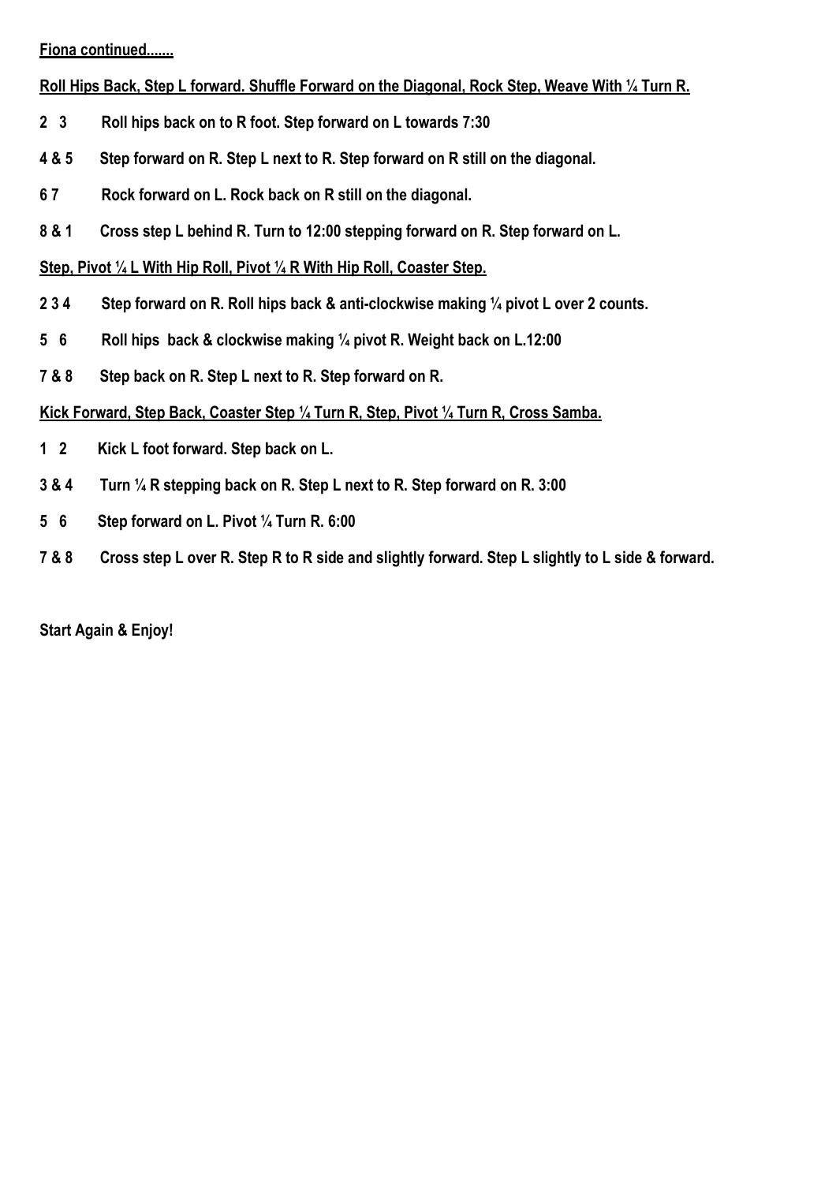**Fiona continued.......**

**Roll Hips Back, Step L forward. Shuffle Forward on the Diagonal, Rock Step, Weave With ¼ Turn R.**

**2 3** Roll hips back on to R foot. Step forward on L towards 7:30

**4 & 5** Step forward on R. Step L next to R. Step forward on R still on the diagonal.

**6 7** Rock forward on L. Rock back on R still on the diagonal.

**8 & 1** Cross step L behind R. Turn to 12:00 stepping forward on R. Step forward on L.

**Step, Pivot ¼ L With Hip Roll, Pivot ¼ R With Hip Roll, Coaster Step.**

**2 3 4** Step forward on R. Roll hips back & anti-clockwise making ¼ pivot L over 2 counts.

**5 6** Roll hips back & clockwise making ¼ pivot R. Weight back on L.12:00

**7 & 8** Step back on R. Step L next to R. Step forward on R.

**Kick Forward, Step Back, Coaster Step ¼ Turn R, Step, Pivot ¼ Turn R, Cross Samba.**

**1 2** Kick L foot forward. Step back on L.

**3 & 4** Turn ¼ R stepping back on R. Step L next to R. Step forward on R. 3:00

**5 6** Step forward on L. Pivot ¼ Turn R. 6:00

**7 & 8** Cross step L over R. Step R to R side and slightly forward. Step L slightly to L side & forward.

**Start Again & Enjoy!**